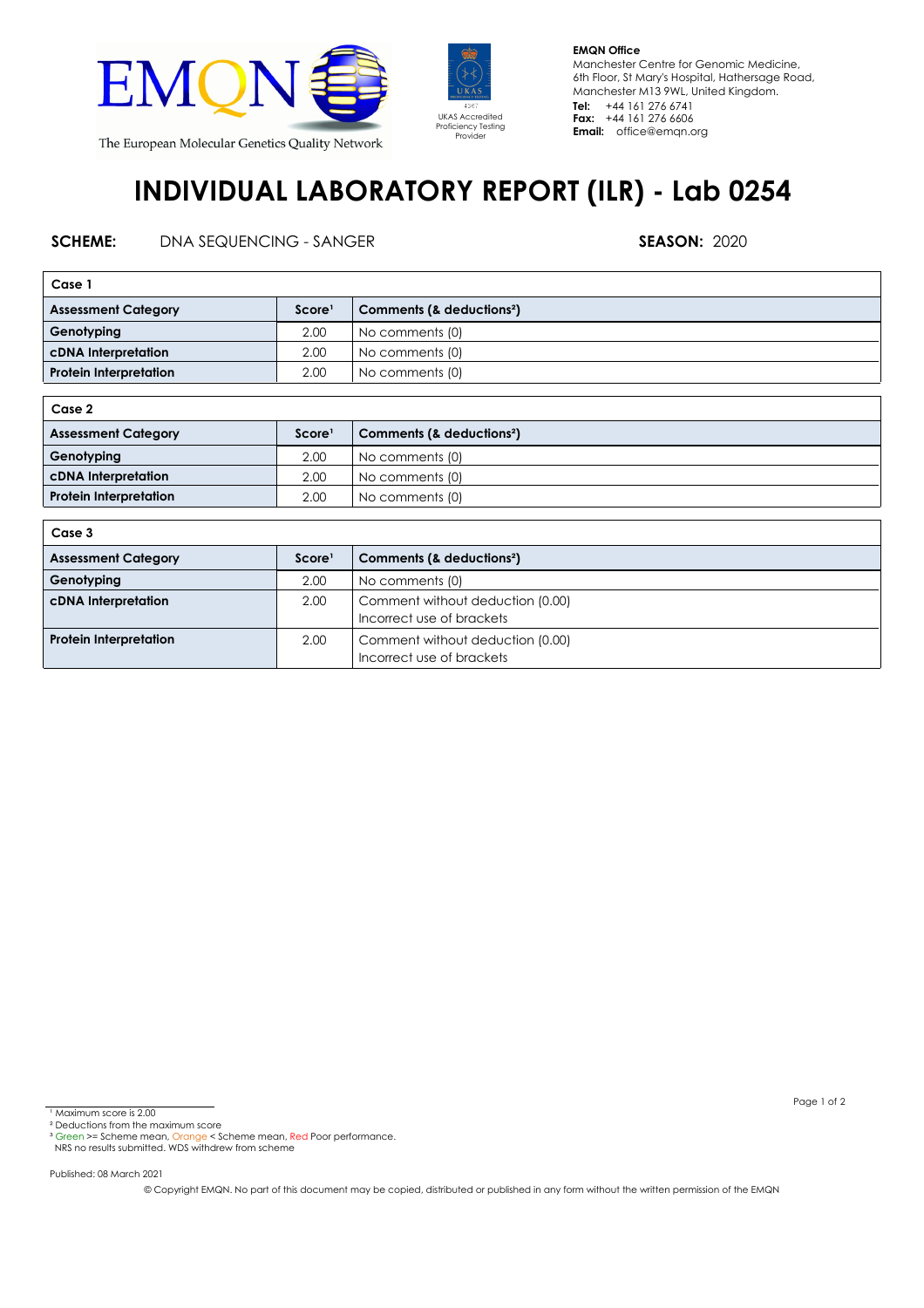EMQN

The European Molecular Genetics Quality Network

UKAS Accredited Proficiency Testing Provider

**EMQN Office**
Manchester Centre for Genomic Medicine,
6th Floor, St Mary's Hospital, Hathersage Road,
Manchester M13 9WL, United Kingdom.
**Tel:** +44 161 276 6741
**Fax:** +44 161 276 6606
**Email:** office@emqn.org

# INDIVIDUAL LABORATORY REPORT (ILR) - Lab 0254

**SCHEME:** DNA SEQUENCING - SANGER **SEASON:** 2020

**Case 1**

| Assessment Category | Score[1] | Comments (& deductions[2]) |
|---|---|---|
| Genotyping | 2.00 | No comments (0) |
| cDNA Interpretation | 2.00 | No comments (0) |
| Protein Interpretation | 2.00 | No comments (0) |

**Case 2**

| Assessment Category | Score[1] | Comments (& deductions[2]) |
|---|---|---|
| Genotyping | 2.00 | No comments (0) |
| cDNA Interpretation | 2.00 | No comments (0) |
| Protein Interpretation | 2.00 | No comments (0) |

**Case 3**

| Assessment Category | Score[1] | Comments (& deductions[2]) |
|---|---|---|
| Genotyping | 2.00 | No comments (0) |
| cDNA Interpretation | 2.00 | Comment without deduction (0.00)<br>Incorrect use of brackets |
| Protein Interpretation | 2.00 | Comment without deduction (0.00)<br>Incorrect use of brackets |

[1] Maximum score is 2.00
[2] Deductions from the maximum score
[3] Green >= Scheme mean, Orange < Scheme mean, Red Poor performance.
NRS no results submitted. WDS withdrew from scheme

Published: 08 March 2021

© Copyright EMQN. No part of this document may be copied, distributed or published in any form without the written permission of the EMQN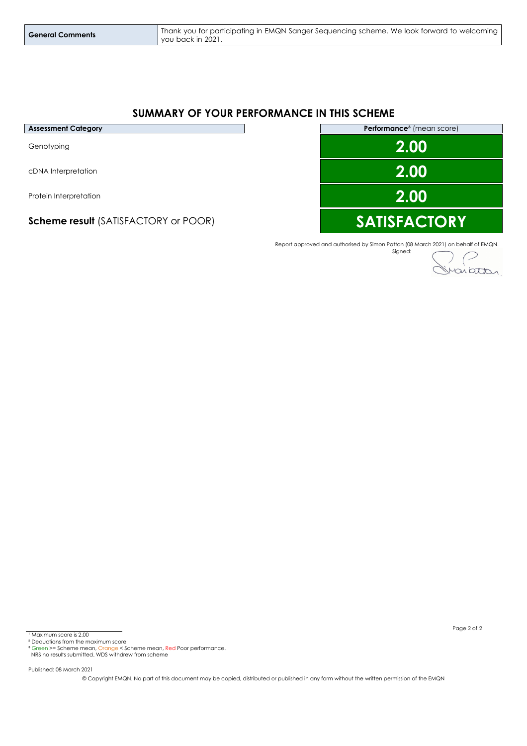| General Comments | Thank you for participating in EMQN Sanger Sequencing scheme. We look forward to welcoming you back in 2021. |
|---|---|

## SUMMARY OF YOUR PERFORMANCE IN THIS SCHEME

| Assessment Category | Performance[3] (mean score) |
|---|---|
| Genotyping | 2.00 |
| cDNA Interpretation | 2.00 |
| Protein Interpretation | 2.00 |
| **Scheme result** (SATISFACTORY or POOR) | **SATISFACTORY** |

Report approved and authorised by Simon Patton (08 March 2021) on behalf of EMQN.

Signed:

[1] Maximum score is 2.00

[2] Deductions from the maximum score

[3] Green >= Scheme mean, Orange < Scheme mean, Red Poor performance.
NRS no results submitted. WDS withdrew from scheme

Published: 08 March 2021

© Copyright EMQN. No part of this document may be copied, distributed or published in any form without the written permission of the EMQN